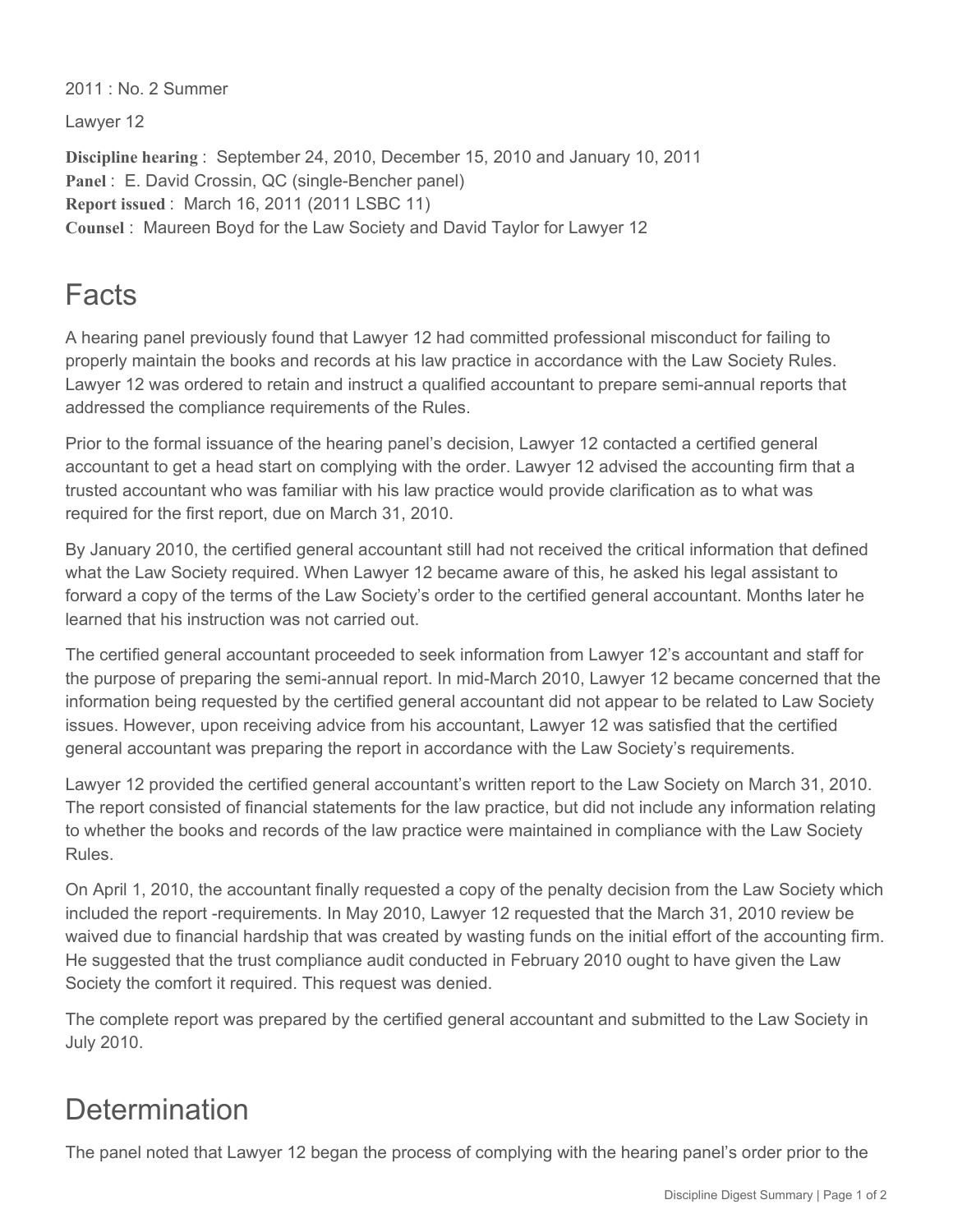2011 : No. 2 Summer

Lawyer 12

**Discipline hearing** : September 24, 2010, December 15, 2010 and January 10, 2011
**Panel** : E. David Crossin, QC (single-Bencher panel)
**Report issued** : March 16, 2011 (2011 LSBC 11)
**Counsel** : Maureen Boyd for the Law Society and David Taylor for Lawyer 12

# Facts

A hearing panel previously found that Lawyer 12 had committed professional misconduct for failing to properly maintain the books and records at his law practice in accordance with the Law Society Rules. Lawyer 12 was ordered to retain and instruct a qualified accountant to prepare semi-annual reports that addressed the compliance requirements of the Rules.

Prior to the formal issuance of the hearing panel's decision, Lawyer 12 contacted a certified general accountant to get a head start on complying with the order. Lawyer 12 advised the accounting firm that a trusted accountant who was familiar with his law practice would provide clarification as to what was required for the first report, due on March 31, 2010.

By January 2010, the certified general accountant still had not received the critical information that defined what the Law Society required. When Lawyer 12 became aware of this, he asked his legal assistant to forward a copy of the terms of the Law Society's order to the certified general accountant. Months later he learned that his instruction was not carried out.

The certified general accountant proceeded to seek information from Lawyer 12's accountant and staff for the purpose of preparing the semi-annual report. In mid-March 2010, Lawyer 12 became concerned that the information being requested by the certified general accountant did not appear to be related to Law Society issues. However, upon receiving advice from his accountant, Lawyer 12 was satisfied that the certified general accountant was preparing the report in accordance with the Law Society's requirements.

Lawyer 12 provided the certified general accountant's written report to the Law Society on March 31, 2010. The report consisted of financial statements for the law practice, but did not include any information relating to whether the books and records of the law practice were maintained in compliance with the Law Society Rules.

On April 1, 2010, the accountant finally requested a copy of the penalty decision from the Law Society which included the report -requirements. In May 2010, Lawyer 12 requested that the March 31, 2010 review be waived due to financial hardship that was created by wasting funds on the initial effort of the accounting firm. He suggested that the trust compliance audit conducted in February 2010 ought to have given the Law Society the comfort it required. This request was denied.

The complete report was prepared by the certified general accountant and submitted to the Law Society in July 2010.

# Determination

The panel noted that Lawyer 12 began the process of complying with the hearing panel's order prior to the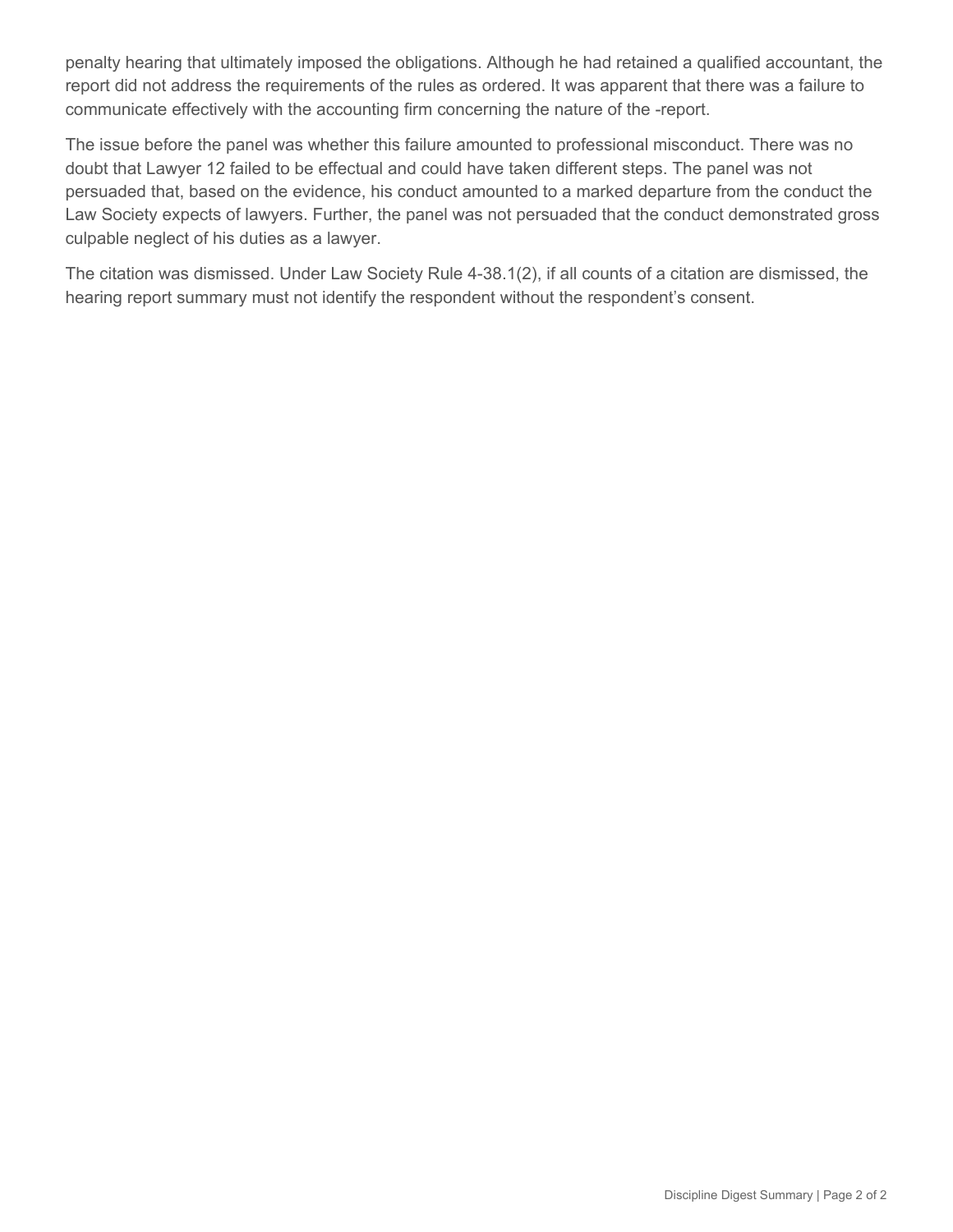penalty hearing that ultimately imposed the obligations. Although he had retained a qualified accountant, the report did not address the requirements of the rules as ordered. It was apparent that there was a failure to communicate effectively with the accounting firm concerning the nature of the -report.

The issue before the panel was whether this failure amounted to professional misconduct. There was no doubt that Lawyer 12 failed to be effectual and could have taken different steps. The panel was not persuaded that, based on the evidence, his conduct amounted to a marked departure from the conduct the Law Society expects of lawyers. Further, the panel was not persuaded that the conduct demonstrated gross culpable neglect of his duties as a lawyer.

The citation was dismissed. Under Law Society Rule 4-38.1(2), if all counts of a citation are dismissed, the hearing report summary must not identify the respondent without the respondent's consent.